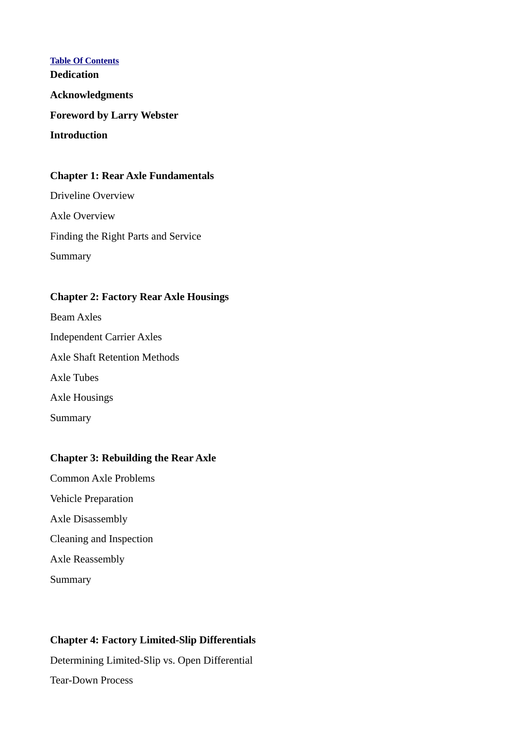[Table Of Contents]

**Dedication**

**Acknowledgments**

**Foreword by Larry Webster**

**Introduction**

**Chapter 1: Rear Axle Fundamentals**

Driveline Overview

Axle Overview

Finding the Right Parts and Service

Summary

**Chapter 2: Factory Rear Axle Housings**

Beam Axles

Independent Carrier Axles

Axle Shaft Retention Methods

Axle Tubes

Axle Housings

Summary

**Chapter 3: Rebuilding the Rear Axle**

Common Axle Problems

Vehicle Preparation

Axle Disassembly

Cleaning and Inspection

Axle Reassembly

Summary

**Chapter 4: Factory Limited-Slip Differentials**

Determining Limited-Slip vs. Open Differential

Tear-Down Process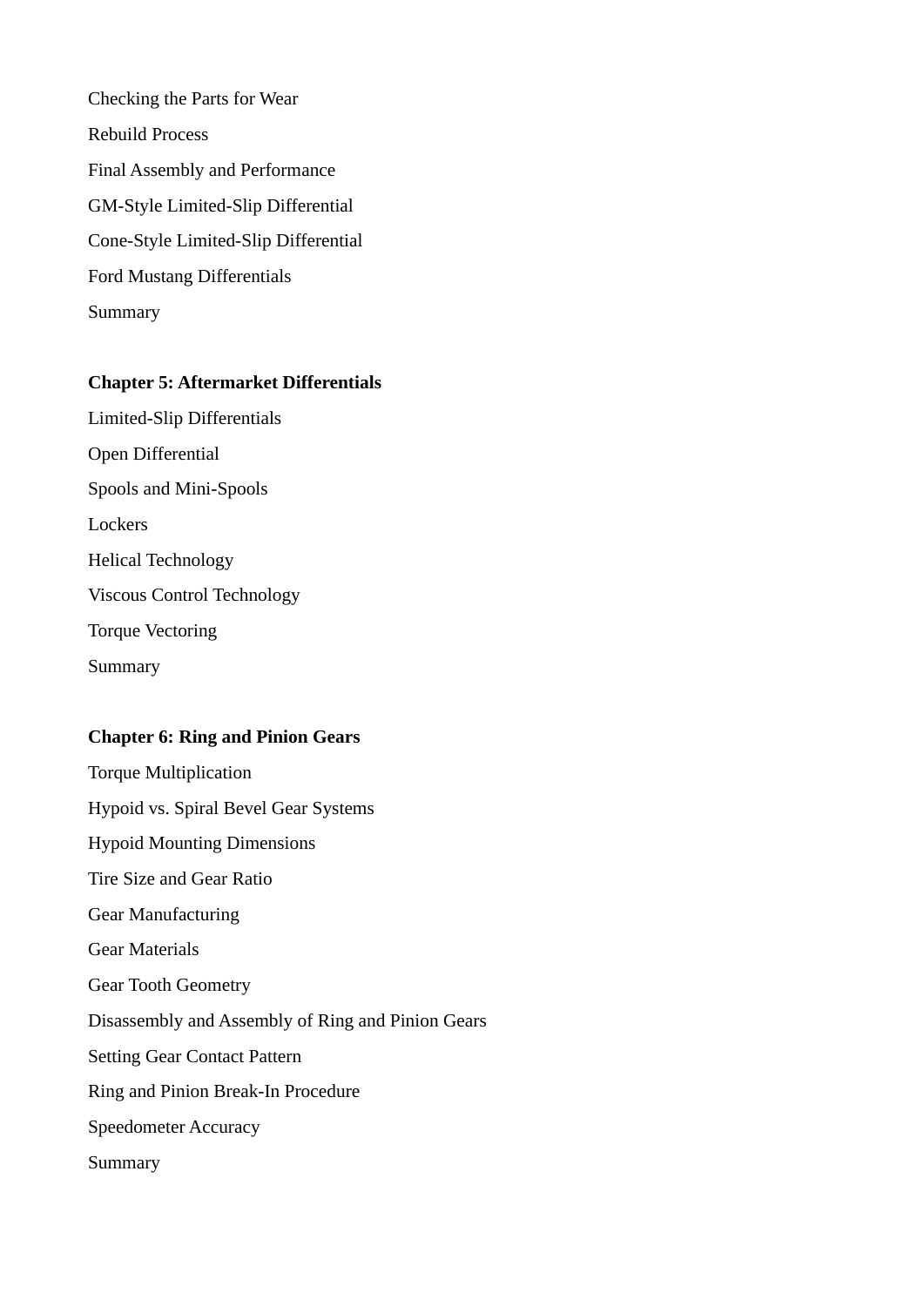Checking the Parts for Wear

Rebuild Process

Final Assembly and Performance

GM-Style Limited-Slip Differential

Cone-Style Limited-Slip Differential

Ford Mustang Differentials

Summary

**Chapter 5: Aftermarket Differentials**

Limited-Slip Differentials

Open Differential

Spools and Mini-Spools

Lockers

Helical Technology

Viscous Control Technology

Torque Vectoring

Summary

**Chapter 6: Ring and Pinion Gears**

Torque Multiplication

Hypoid vs. Spiral Bevel Gear Systems

Hypoid Mounting Dimensions

Tire Size and Gear Ratio

Gear Manufacturing

Gear Materials

Gear Tooth Geometry

Disassembly and Assembly of Ring and Pinion Gears

Setting Gear Contact Pattern

Ring and Pinion Break-In Procedure

Speedometer Accuracy

Summary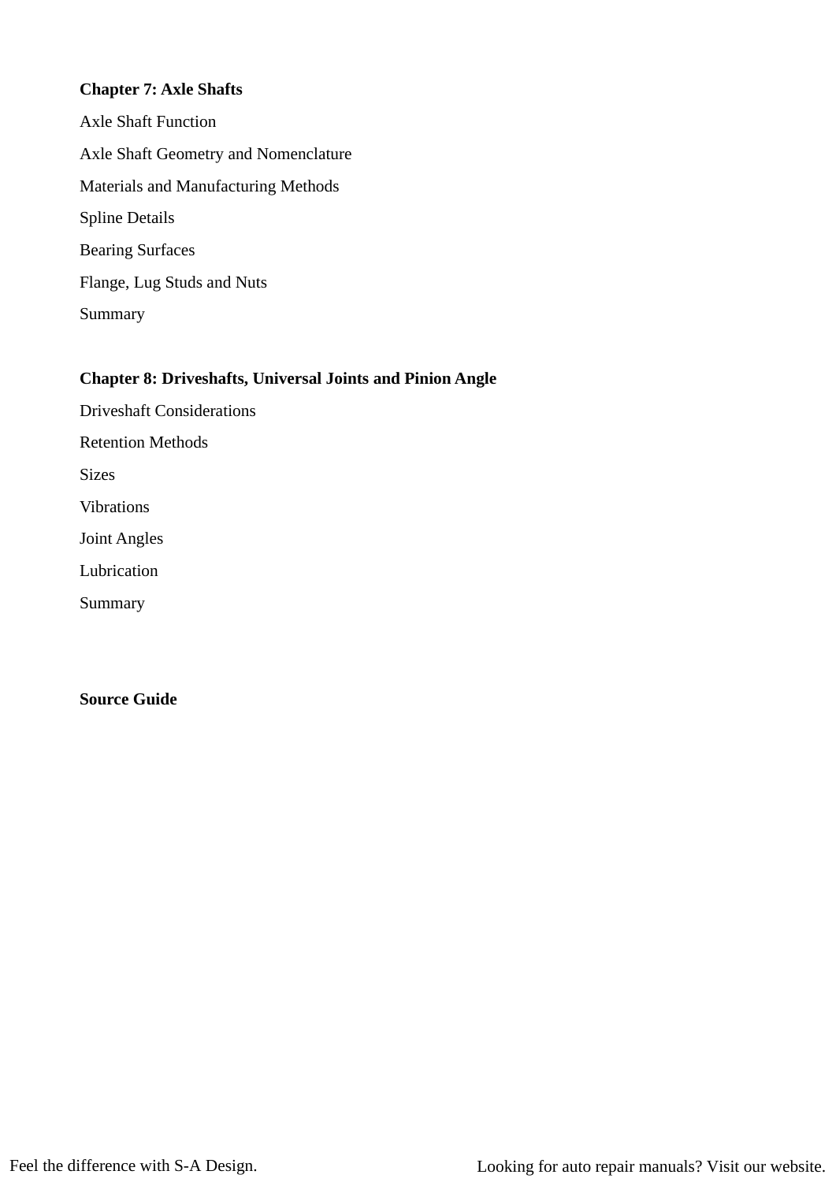**Chapter 7: Axle Shafts**

Axle Shaft Function

Axle Shaft Geometry and Nomenclature

Materials and Manufacturing Methods

Spline Details

Bearing Surfaces

Flange, Lug Studs and Nuts

Summary

**Chapter 8: Driveshafts, Universal Joints and Pinion Angle**

Driveshaft Considerations

Retention Methods

Sizes

Vibrations

Joint Angles

Lubrication

Summary

**Source Guide**

Feel the difference with S-A Design. Looking for auto repair manuals? Visit our website.